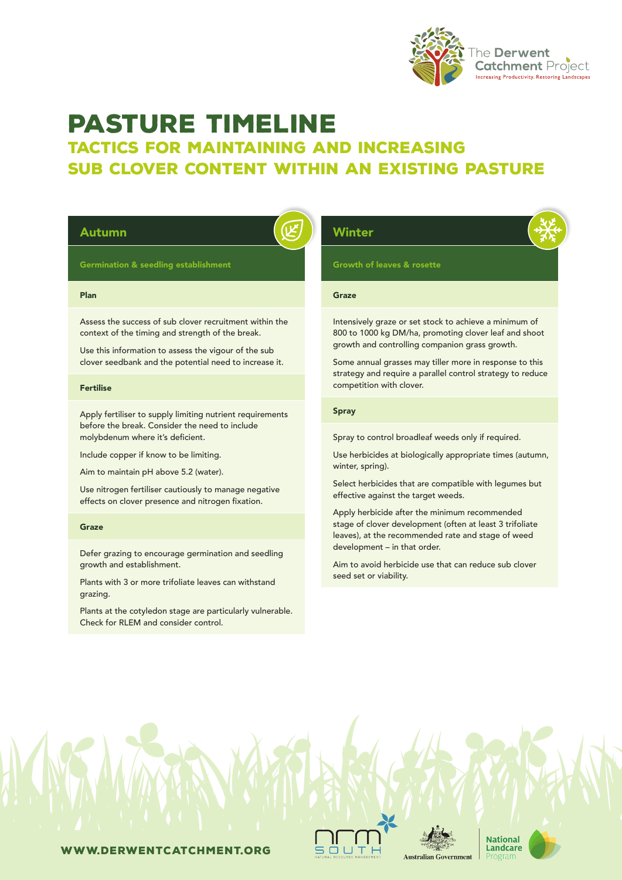# PASTURE TIMELINE

## TACTICS FOR MAINTAINING AND INCREASING SUB CLOVER CONTENT WITHIN AN EXISTING PASTURE

## Autumn

### Germination & seedling establishment

#### Plan

Assess the success of sub clover recruitment within the context of the timing and strength of the break.

Use this information to assess the vigour of the sub clover seedbank and the potential need to increase it.

#### Fertilise

Apply fertiliser to supply limiting nutrient requirements before the break. Consider the need to include molybdenum where it's deficient.

Include copper if know to be limiting.

Aim to maintain pH above 5.2 (water).

Use nitrogen fertiliser cautiously to manage negative effects on clover presence and nitrogen fixation.

#### Graze

Defer grazing to encourage germination and seedling growth and establishment.

Plants with 3 or more trifoliate leaves can withstand grazing.

Plants at the cotyledon stage are particularly vulnerable. Check for RLEM and consider control.

## Winter

### Growth of leaves & rosette

#### Graze

Intensively graze or set stock to achieve a minimum of 800 to 1000 kg DM/ha, promoting clover leaf and shoot growth and controlling companion grass growth.

Some annual grasses may tiller more in response to this strategy and require a parallel control strategy to reduce competition with clover.

#### Spray

Spray to control broadleaf weeds only if required.

Use herbicides at biologically appropriate times (autumn, winter, spring).

Select herbicides that are compatible with legumes but effective against the target weeds.

Apply herbicide after the minimum recommended stage of clover development (often at least 3 trifoliate leaves), at the recommended rate and stage of weed development – in that order.

Aim to avoid herbicide use that can reduce sub clover seed set or viability.

WWW.DERWENTCATCHMENT.ORG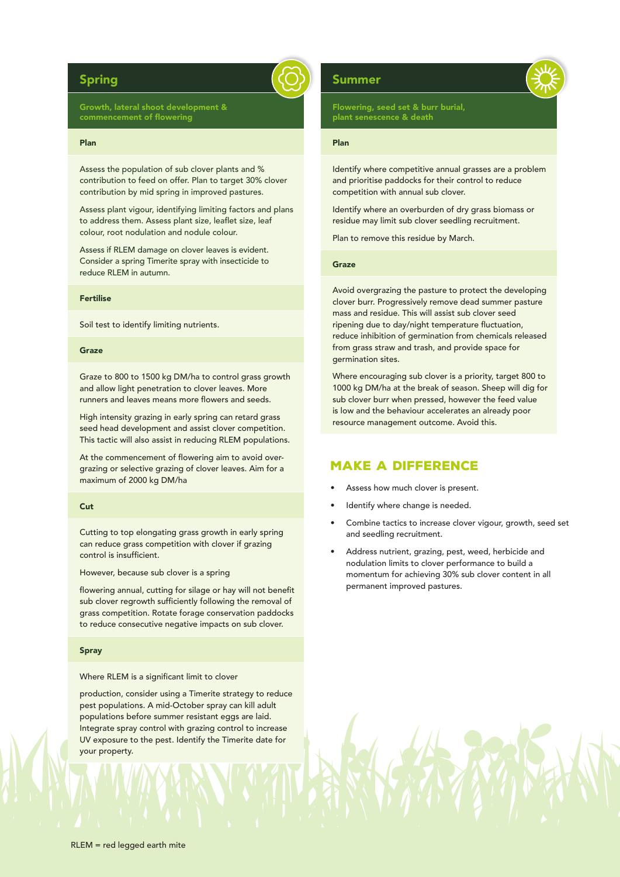## Spring

**Growth, lateral shoot development & commencement of flowering**

### Plan

Assess the population of sub clover plants and % contribution to feed on offer. Plan to target 30% clover contribution by mid spring in improved pastures.

Assess plant vigour, identifying limiting factors and plans to address them. Assess plant size, leaflet size, leaf colour, root nodulation and nodule colour.

Assess if RLEM damage on clover leaves is evident. Consider a spring Timerite spray with insecticide to reduce RLEM in autumn.

### Fertilise

Soil test to identify limiting nutrients.

### Graze

Graze to 800 to 1500 kg DM/ha to control grass growth and allow light penetration to clover leaves. More runners and leaves means more flowers and seeds.

High intensity grazing in early spring can retard grass seed head development and assist clover competition. This tactic will also assist in reducing RLEM populations.

At the commencement of flowering aim to avoid over-grazing or selective grazing of clover leaves. Aim for a maximum of 2000 kg DM/ha

### Cut

Cutting to top elongating grass growth in early spring can reduce grass competition with clover if grazing control is insufficient.

However, because sub clover is a spring flowering annual, cutting for silage or hay will not benefit sub clover regrowth sufficiently following the removal of grass competition. Rotate forage conservation paddocks to reduce consecutive negative impacts on sub clover.

### Spray

Where RLEM is a significant limit to clover production, consider using a Timerite strategy to reduce pest populations. A mid-October spray can kill adult populations before summer resistant eggs are laid. Integrate spray control with grazing control to increase UV exposure to the pest. Identify the Timerite date for your property.

## Summer

**Flowering, seed set & burr burial, plant senescence & death**

### Plan

Identify where competitive annual grasses are a problem and prioritise paddocks for their control to reduce competition with annual sub clover.

Identify where an overburden of dry grass biomass or residue may limit sub clover seedling recruitment.

Plan to remove this residue by March.

### Graze

Avoid overgrazing the pasture to protect the developing clover burr. Progressively remove dead summer pasture mass and residue. This will assist sub clover seed ripening due to day/night temperature fluctuation, reduce inhibition of germination from chemicals released from grass straw and trash, and provide space for germination sites.

Where encouraging sub clover is a priority, target 800 to 1000 kg DM/ha at the break of season. Sheep will dig for sub clover burr when pressed, however the feed value is low and the behaviour accelerates an already poor resource management outcome. Avoid this.

## MAKE A DIFFERENCE

- Assess how much clover is present.
- Identify where change is needed.
- Combine tactics to increase clover vigour, growth, seed set and seedling recruitment.
- Address nutrient, grazing, pest, weed, herbicide and nodulation limits to clover performance to build a momentum for achieving 30% sub clover content in all permanent improved pastures.

RLEM = red legged earth mite